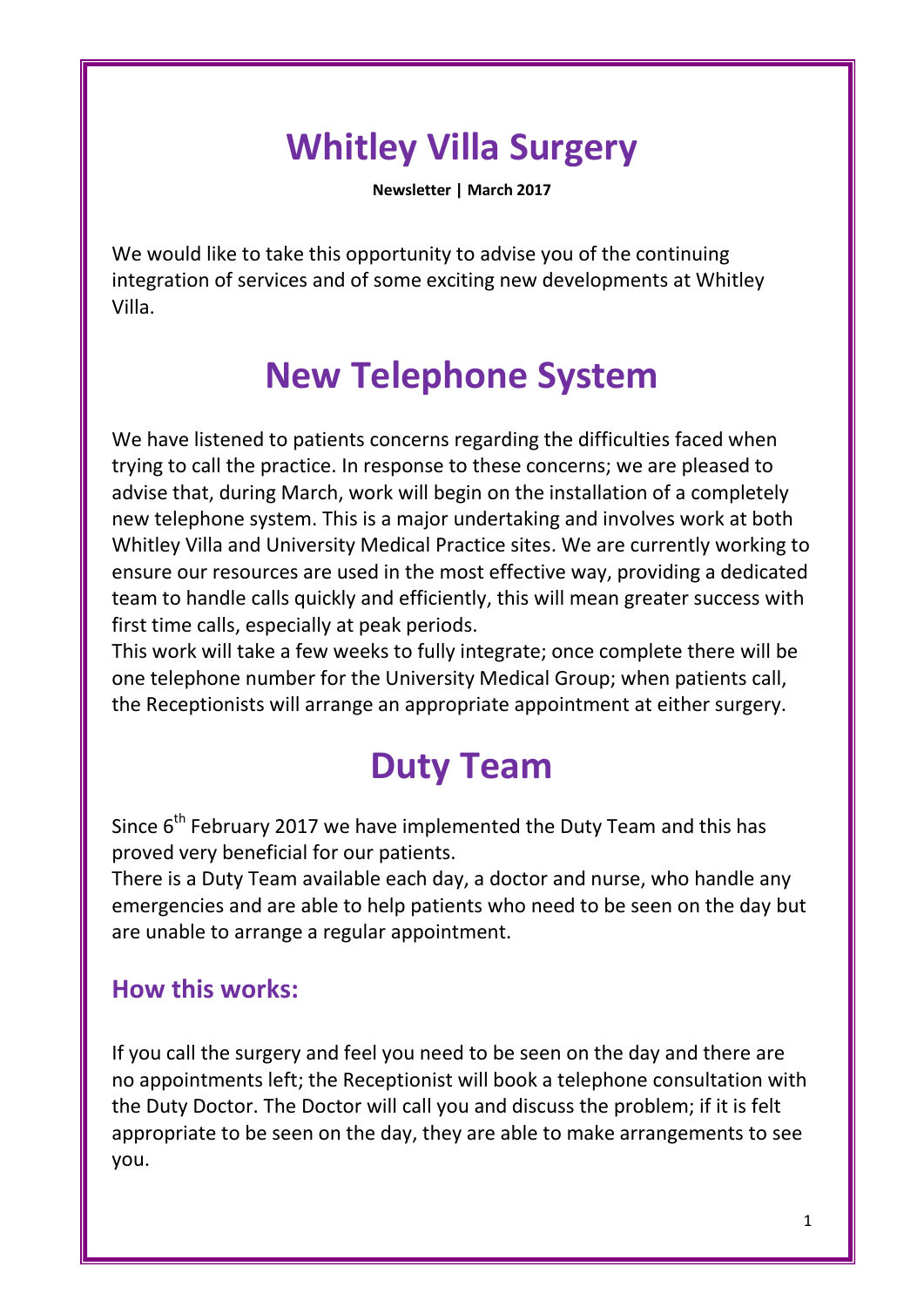# Whitley Villa Surgery

**Newsletter | March 2017**

We would like to take this opportunity to advise you of the continuing integration of services and of some exciting new developments at Whitley Villa.

# New Telephone System

We have listened to patients concerns regarding the difficulties faced when trying to call the practice. In response to these concerns; we are pleased to advise that, during March, work will begin on the installation of a completely new telephone system. This is a major undertaking and involves work at both Whitley Villa and University Medical Practice sites. We are currently working to ensure our resources are used in the most effective way, providing a dedicated team to handle calls quickly and efficiently, this will mean greater success with first time calls, especially at peak periods.

This work will take a few weeks to fully integrate; once complete there will be one telephone number for the University Medical Group; when patients call, the Receptionists will arrange an appropriate appointment at either surgery.

# Duty Team

Since 6th February 2017 we have implemented the Duty Team and this has proved very beneficial for our patients.

There is a Duty Team available each day, a doctor and nurse, who handle any emergencies and are able to help patients who need to be seen on the day but are unable to arrange a regular appointment.

### How this works:

If you call the surgery and feel you need to be seen on the day and there are no appointments left; the Receptionist will book a telephone consultation with the Duty Doctor. The Doctor will call you and discuss the problem; if it is felt appropriate to be seen on the day, they are able to make arrangements to see you.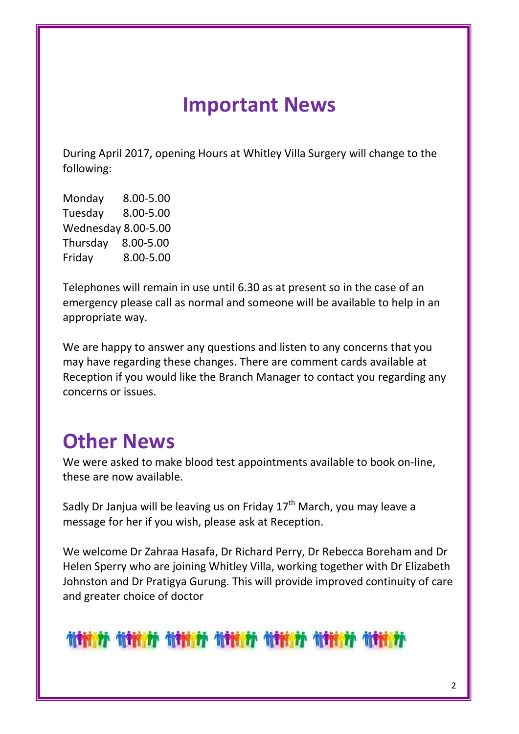# Important News

During April 2017, opening Hours at Whitley Villa Surgery will change to the following:

| | |
|---|---|
| Monday | 8.00-5.00 |
| Tuesday | 8.00-5.00 |
| Wednesday | 8.00-5.00 |
| Thursday | 8.00-5.00 |
| Friday | 8.00-5.00 |

Telephones will remain in use until 6.30 as at present so in the case of an emergency please call as normal and someone will be available to help in an appropriate way.

We are happy to answer any questions and listen to any concerns that you may have regarding these changes. There are comment cards available at Reception if you would like the Branch Manager to contact you regarding any concerns or issues.

# Other News

We were asked to make blood test appointments available to book on-line, these are now available.

Sadly Dr Janjua will be leaving us on Friday 17th March, you may leave a message for her if you wish, please ask at Reception.

We welcome Dr Zahraa Hasafa, Dr Richard Perry, Dr Rebecca Boreham and Dr Helen Sperry who are joining Whitley Villa, working together with Dr Elizabeth Johnston and Dr Pratigya Gurung. This will provide improved continuity of care and greater choice of doctor